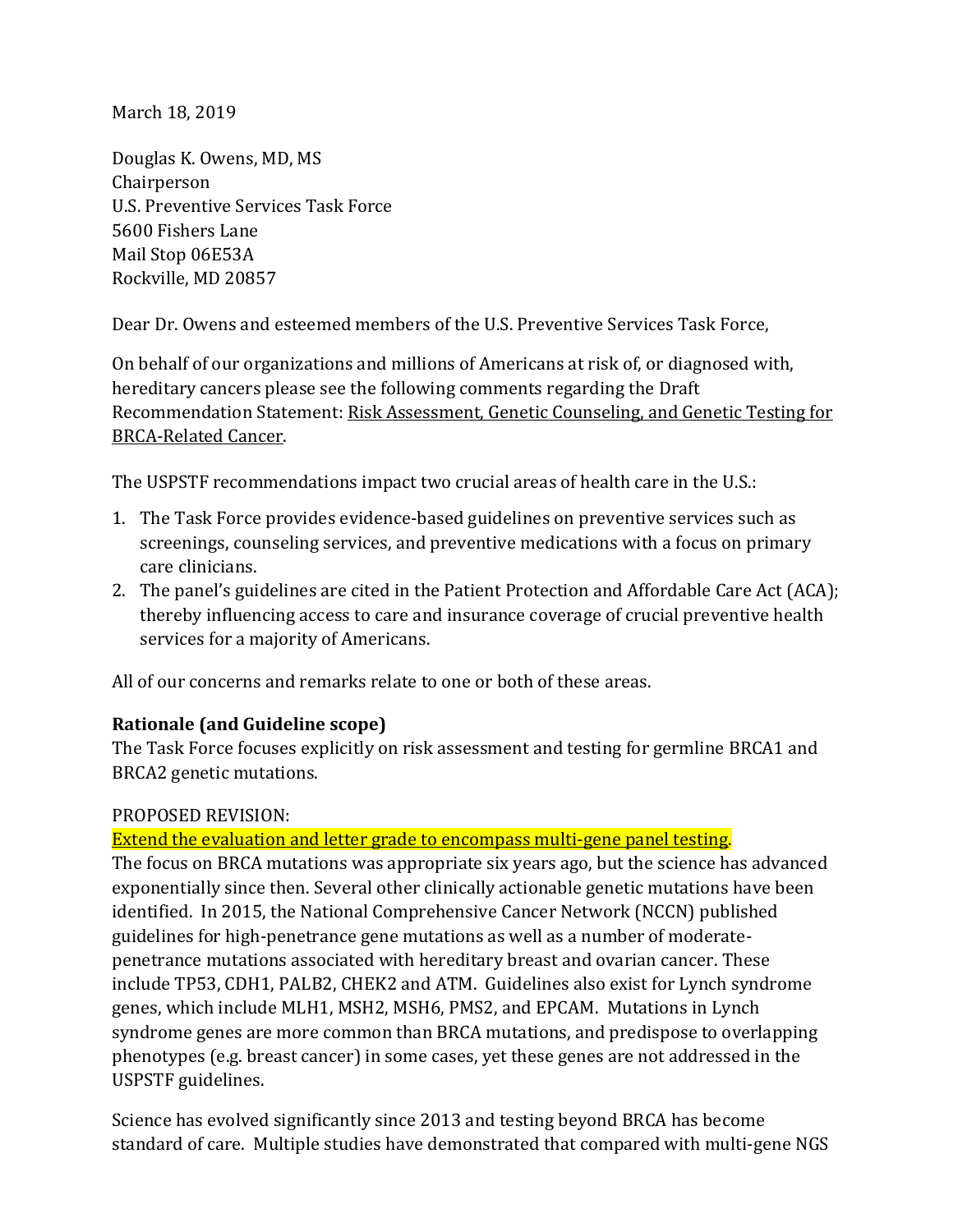March 18, 2019

Douglas K. Owens, MD, MS
Chairperson
U.S. Preventive Services Task Force
5600 Fishers Lane
Mail Stop 06E53A
Rockville, MD 20857

Dear Dr. Owens and esteemed members of the U.S. Preventive Services Task Force,

On behalf of our organizations and millions of Americans at risk of, or diagnosed with, hereditary cancers please see the following comments regarding the Draft Recommendation Statement: Risk Assessment, Genetic Counseling, and Genetic Testing for BRCA-Related Cancer.

The USPSTF recommendations impact two crucial areas of health care in the U.S.:

1. The Task Force provides evidence-based guidelines on preventive services such as screenings, counseling services, and preventive medications with a focus on primary care clinicians.
2. The panel's guidelines are cited in the Patient Protection and Affordable Care Act (ACA); thereby influencing access to care and insurance coverage of crucial preventive health services for a majority of Americans.

All of our concerns and remarks relate to one or both of these areas.

**Rationale (and Guideline scope)**

The Task Force focuses explicitly on risk assessment and testing for germline BRCA1 and BRCA2 genetic mutations.

PROPOSED REVISION:

Extend the evaluation and letter grade to encompass multi-gene panel testing.

The focus on BRCA mutations was appropriate six years ago, but the science has advanced exponentially since then. Several other clinically actionable genetic mutations have been identified. In 2015, the National Comprehensive Cancer Network (NCCN) published guidelines for high-penetrance gene mutations as well as a number of moderate-penetrance mutations associated with hereditary breast and ovarian cancer. These include TP53, CDH1, PALB2, CHEK2 and ATM. Guidelines also exist for Lynch syndrome genes, which include MLH1, MSH2, MSH6, PMS2, and EPCAM. Mutations in Lynch syndrome genes are more common than BRCA mutations, and predispose to overlapping phenotypes (e.g. breast cancer) in some cases, yet these genes are not addressed in the USPSTF guidelines.

Science has evolved significantly since 2013 and testing beyond BRCA has become standard of care. Multiple studies have demonstrated that compared with multi-gene NGS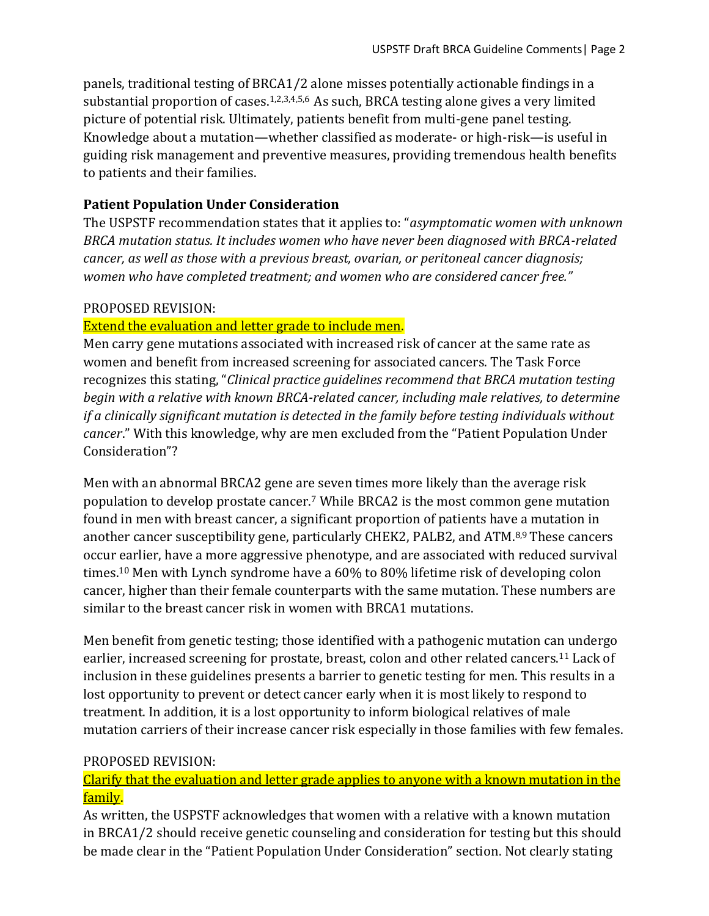panels, traditional testing of BRCA1/2 alone misses potentially actionable findings in a substantial proportion of cases.[1,2,3,4,5,6] As such, BRCA testing alone gives a very limited picture of potential risk. Ultimately, patients benefit from multi-gene panel testing. Knowledge about a mutation—whether classified as moderate- or high-risk—is useful in guiding risk management and preventive measures, providing tremendous health benefits to patients and their families.

**Patient Population Under Consideration**

The USPSTF recommendation states that it applies to: "*asymptomatic women with unknown BRCA mutation status. It includes women who have never been diagnosed with BRCA-related cancer, as well as those with a previous breast, ovarian, or peritoneal cancer diagnosis; women who have completed treatment; and women who are considered cancer free.*"

PROPOSED REVISION:

Extend the evaluation and letter grade to include men.

Men carry gene mutations associated with increased risk of cancer at the same rate as women and benefit from increased screening for associated cancers. The Task Force recognizes this stating, "*Clinical practice guidelines recommend that BRCA mutation testing begin with a relative with known BRCA-related cancer, including male relatives, to determine if a clinically significant mutation is detected in the family before testing individuals without cancer*." With this knowledge, why are men excluded from the "Patient Population Under Consideration"?

Men with an abnormal BRCA2 gene are seven times more likely than the average risk population to develop prostate cancer.[7] While BRCA2 is the most common gene mutation found in men with breast cancer, a significant proportion of patients have a mutation in another cancer susceptibility gene, particularly CHEK2, PALB2, and ATM.[8,9] These cancers occur earlier, have a more aggressive phenotype, and are associated with reduced survival times.[10] Men with Lynch syndrome have a 60% to 80% lifetime risk of developing colon cancer, higher than their female counterparts with the same mutation. These numbers are similar to the breast cancer risk in women with BRCA1 mutations.

Men benefit from genetic testing; those identified with a pathogenic mutation can undergo earlier, increased screening for prostate, breast, colon and other related cancers.[11] Lack of inclusion in these guidelines presents a barrier to genetic testing for men. This results in a lost opportunity to prevent or detect cancer early when it is most likely to respond to treatment. In addition, it is a lost opportunity to inform biological relatives of male mutation carriers of their increase cancer risk especially in those families with few females.

PROPOSED REVISION:

Clarify that the evaluation and letter grade applies to anyone with a known mutation in the family.

As written, the USPSTF acknowledges that women with a relative with a known mutation in BRCA1/2 should receive genetic counseling and consideration for testing but this should be made clear in the "Patient Population Under Consideration" section. Not clearly stating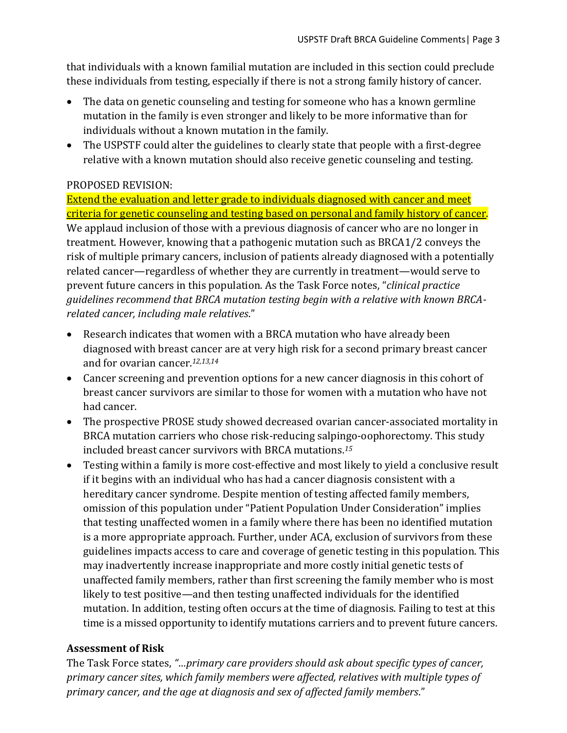that individuals with a known familial mutation are included in this section could preclude these individuals from testing, especially if there is not a strong family history of cancer.

- The data on genetic counseling and testing for someone who has a known germline mutation in the family is even stronger and likely to be more informative than for individuals without a known mutation in the family.
- The USPSTF could alter the guidelines to clearly state that people with a first-degree relative with a known mutation should also receive genetic counseling and testing.

PROPOSED REVISION:

Extend the evaluation and letter grade to individuals diagnosed with cancer and meet criteria for genetic counseling and testing based on personal and family history of cancer. We applaud inclusion of those with a previous diagnosis of cancer who are no longer in treatment. However, knowing that a pathogenic mutation such as BRCA1/2 conveys the risk of multiple primary cancers, inclusion of patients already diagnosed with a potentially related cancer—regardless of whether they are currently in treatment—would serve to prevent future cancers in this population. As the Task Force notes, "*clinical practice guidelines recommend that BRCA mutation testing begin with a relative with known BRCA-related cancer, including male relatives*."

- Research indicates that women with a BRCA mutation who have already been diagnosed with breast cancer are at very high risk for a second primary breast cancer and for ovarian cancer.[12,13,14]
- Cancer screening and prevention options for a new cancer diagnosis in this cohort of breast cancer survivors are similar to those for women with a mutation who have not had cancer.
- The prospective PROSE study showed decreased ovarian cancer-associated mortality in BRCA mutation carriers who chose risk-reducing salpingo-oophorectomy. This study included breast cancer survivors with BRCA mutations.[15]
- Testing within a family is more cost-effective and most likely to yield a conclusive result if it begins with an individual who has had a cancer diagnosis consistent with a hereditary cancer syndrome. Despite mention of testing affected family members, omission of this population under "Patient Population Under Consideration" implies that testing unaffected women in a family where there has been no identified mutation is a more appropriate approach. Further, under ACA, exclusion of survivors from these guidelines impacts access to care and coverage of genetic testing in this population. This may inadvertently increase inappropriate and more costly initial genetic tests of unaffected family members, rather than first screening the family member who is most likely to test positive—and then testing unaffected individuals for the identified mutation. In addition, testing often occurs at the time of diagnosis. Failing to test at this time is a missed opportunity to identify mutations carriers and to prevent future cancers.

**Assessment of Risk**

The Task Force states, "*…primary care providers should ask about specific types of cancer, primary cancer sites, which family members were affected, relatives with multiple types of primary cancer, and the age at diagnosis and sex of affected family members*."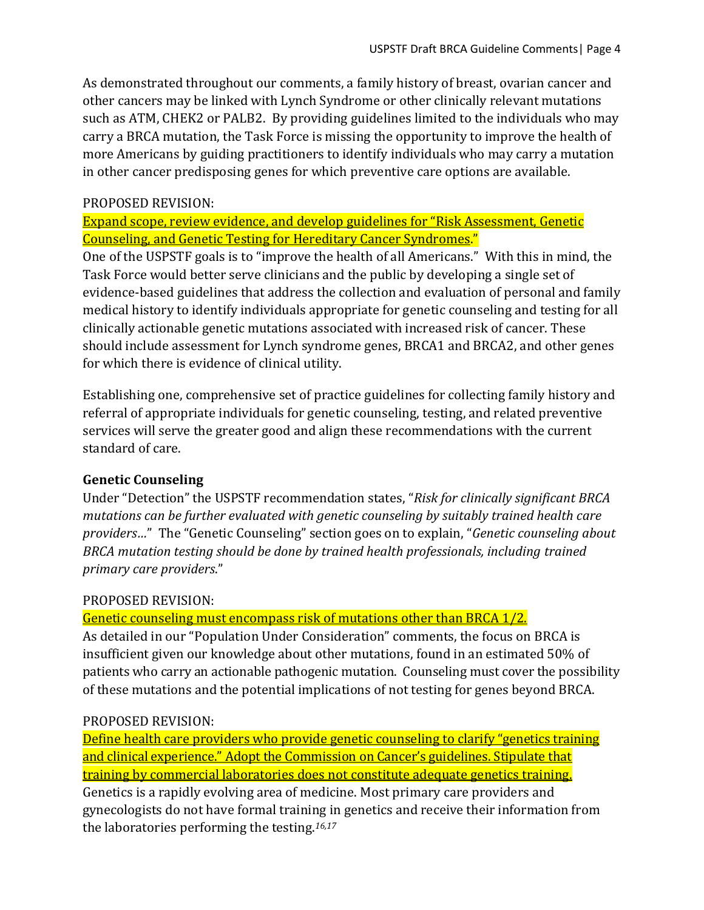As demonstrated throughout our comments, a family history of breast, ovarian cancer and other cancers may be linked with Lynch Syndrome or other clinically relevant mutations such as ATM, CHEK2 or PALB2. By providing guidelines limited to the individuals who may carry a BRCA mutation, the Task Force is missing the opportunity to improve the health of more Americans by guiding practitioners to identify individuals who may carry a mutation in other cancer predisposing genes for which preventive care options are available.

PROPOSED REVISION:

<u>Expand scope, review evidence, and develop guidelines for "Risk Assessment, Genetic Counseling, and Genetic Testing for Hereditary Cancer Syndromes</u>."

One of the USPSTF goals is to "improve the health of all Americans." With this in mind, the Task Force would better serve clinicians and the public by developing a single set of evidence-based guidelines that address the collection and evaluation of personal and family medical history to identify individuals appropriate for genetic counseling and testing for all clinically actionable genetic mutations associated with increased risk of cancer. These should include assessment for Lynch syndrome genes, BRCA1 and BRCA2, and other genes for which there is evidence of clinical utility.

Establishing one, comprehensive set of practice guidelines for collecting family history and referral of appropriate individuals for genetic counseling, testing, and related preventive services will serve the greater good and align these recommendations with the current standard of care.

**Genetic Counseling**

Under "Detection" the USPSTF recommendation states, "*Risk for clinically significant BRCA mutations can be further evaluated with genetic counseling by suitably trained health care providers…*" The "Genetic Counseling" section goes on to explain, "*Genetic counseling about BRCA mutation testing should be done by trained health professionals, including trained primary care providers*."

PROPOSED REVISION:

<u>Genetic counseling must encompass risk of mutations other than BRCA 1/2.</u>

As detailed in our "Population Under Consideration" comments, the focus on BRCA is insufficient given our knowledge about other mutations, found in an estimated 50% of patients who carry an actionable pathogenic mutation. Counseling must cover the possibility of these mutations and the potential implications of not testing for genes beyond BRCA.

PROPOSED REVISION:

<u>Define health care providers who provide genetic counseling to clarify "genetics training and clinical experience." Adopt the Commission on Cancer's guidelines. Stipulate that training by commercial laboratories does not constitute adequate genetics training.</u>

Genetics is a rapidly evolving area of medicine. Most primary care providers and gynecologists do not have formal training in genetics and receive their information from the laboratories performing the testing.[16,17]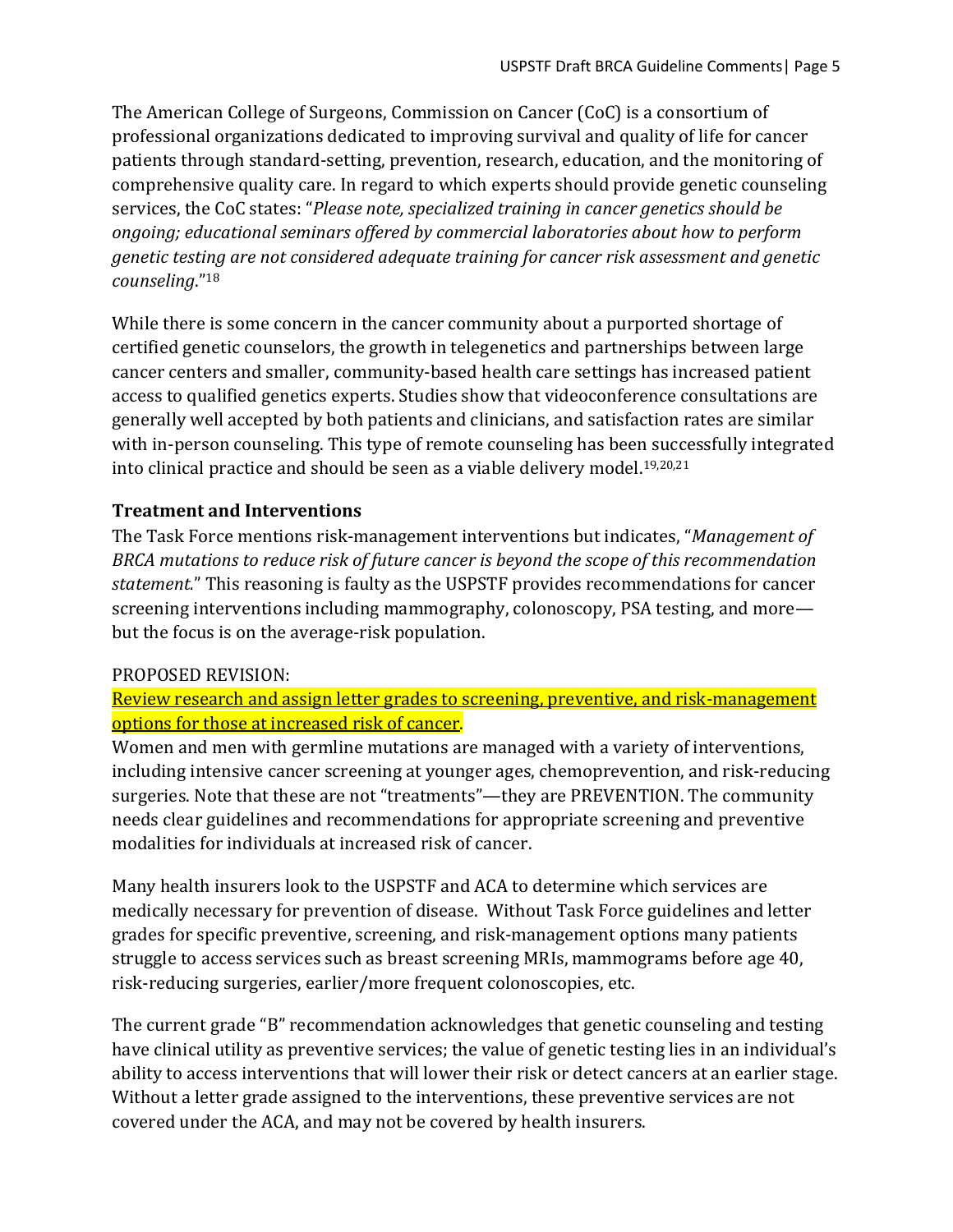The American College of Surgeons, Commission on Cancer (CoC) is a consortium of professional organizations dedicated to improving survival and quality of life for cancer patients through standard-setting, prevention, research, education, and the monitoring of comprehensive quality care. In regard to which experts should provide genetic counseling services, the CoC states: "*Please note, specialized training in cancer genetics should be ongoing; educational seminars offered by commercial laboratories about how to perform genetic testing are not considered adequate training for cancer risk assessment and genetic counseling*."[18]

While there is some concern in the cancer community about a purported shortage of certified genetic counselors, the growth in telegenetics and partnerships between large cancer centers and smaller, community-based health care settings has increased patient access to qualified genetics experts. Studies show that videoconference consultations are generally well accepted by both patients and clinicians, and satisfaction rates are similar with in-person counseling. This type of remote counseling has been successfully integrated into clinical practice and should be seen as a viable delivery model.[19,20,21]

**Treatment and Interventions**

The Task Force mentions risk-management interventions but indicates, "*Management of BRCA mutations to reduce risk of future cancer is beyond the scope of this recommendation statement.*" This reasoning is faulty as the USPSTF provides recommendations for cancer screening interventions including mammography, colonoscopy, PSA testing, and more—but the focus is on the average-risk population.

PROPOSED REVISION:

<u>Review research and assign letter grades to screening, preventive, and risk-management options for those at increased risk of cancer.</u>

Women and men with germline mutations are managed with a variety of interventions, including intensive cancer screening at younger ages, chemoprevention, and risk-reducing surgeries. Note that these are not "treatments"—they are PREVENTION. The community needs clear guidelines and recommendations for appropriate screening and preventive modalities for individuals at increased risk of cancer.

Many health insurers look to the USPSTF and ACA to determine which services are medically necessary for prevention of disease. Without Task Force guidelines and letter grades for specific preventive, screening, and risk-management options many patients struggle to access services such as breast screening MRIs, mammograms before age 40, risk-reducing surgeries, earlier/more frequent colonoscopies, etc.

The current grade "B" recommendation acknowledges that genetic counseling and testing have clinical utility as preventive services; the value of genetic testing lies in an individual's ability to access interventions that will lower their risk or detect cancers at an earlier stage. Without a letter grade assigned to the interventions, these preventive services are not covered under the ACA, and may not be covered by health insurers.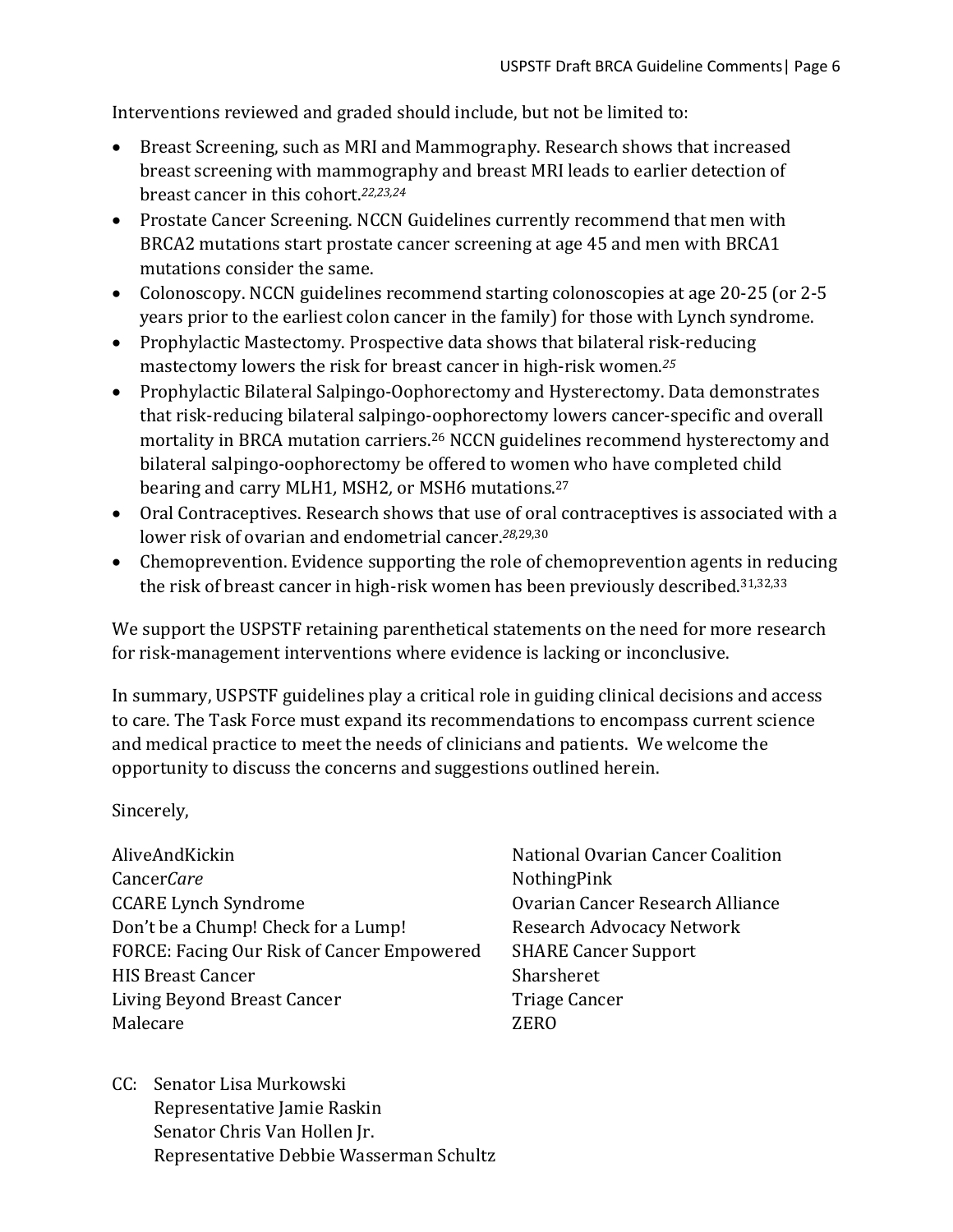Interventions reviewed and graded should include, but not be limited to:

- Breast Screening, such as MRI and Mammography. Research shows that increased breast screening with mammography and breast MRI leads to earlier detection of breast cancer in this cohort.[22,23,24]
- Prostate Cancer Screening. NCCN Guidelines currently recommend that men with BRCA2 mutations start prostate cancer screening at age 45 and men with BRCA1 mutations consider the same.
- Colonoscopy. NCCN guidelines recommend starting colonoscopies at age 20-25 (or 2-5 years prior to the earliest colon cancer in the family) for those with Lynch syndrome.
- Prophylactic Mastectomy. Prospective data shows that bilateral risk-reducing mastectomy lowers the risk for breast cancer in high-risk women.[25]
- Prophylactic Bilateral Salpingo-Oophorectomy and Hysterectomy. Data demonstrates that risk-reducing bilateral salpingo-oophorectomy lowers cancer-specific and overall mortality in BRCA mutation carriers.[26] NCCN guidelines recommend hysterectomy and bilateral salpingo-oophorectomy be offered to women who have completed child bearing and carry MLH1, MSH2, or MSH6 mutations.[27]
- Oral Contraceptives. Research shows that use of oral contraceptives is associated with a lower risk of ovarian and endometrial cancer.[28,29,30]
- Chemoprevention. Evidence supporting the role of chemoprevention agents in reducing the risk of breast cancer in high-risk women has been previously described.[31,32,33]

We support the USPSTF retaining parenthetical statements on the need for more research for risk-management interventions where evidence is lacking or inconclusive.

In summary, USPSTF guidelines play a critical role in guiding clinical decisions and access to care. The Task Force must expand its recommendations to encompass current science and medical practice to meet the needs of clinicians and patients. We welcome the opportunity to discuss the concerns and suggestions outlined herein.

Sincerely,

AliveAndKickin
Cancer*Care*
CCARE Lynch Syndrome
Don't be a Chump! Check for a Lump!
FORCE: Facing Our Risk of Cancer Empowered
HIS Breast Cancer
Living Beyond Breast Cancer
Malecare
National Ovarian Cancer Coalition
NothingPink
Ovarian Cancer Research Alliance
Research Advocacy Network
SHARE Cancer Support
Sharsheret
Triage Cancer
ZERO

CC: Senator Lisa Murkowski
Representative Jamie Raskin
Senator Chris Van Hollen Jr.
Representative Debbie Wasserman Schultz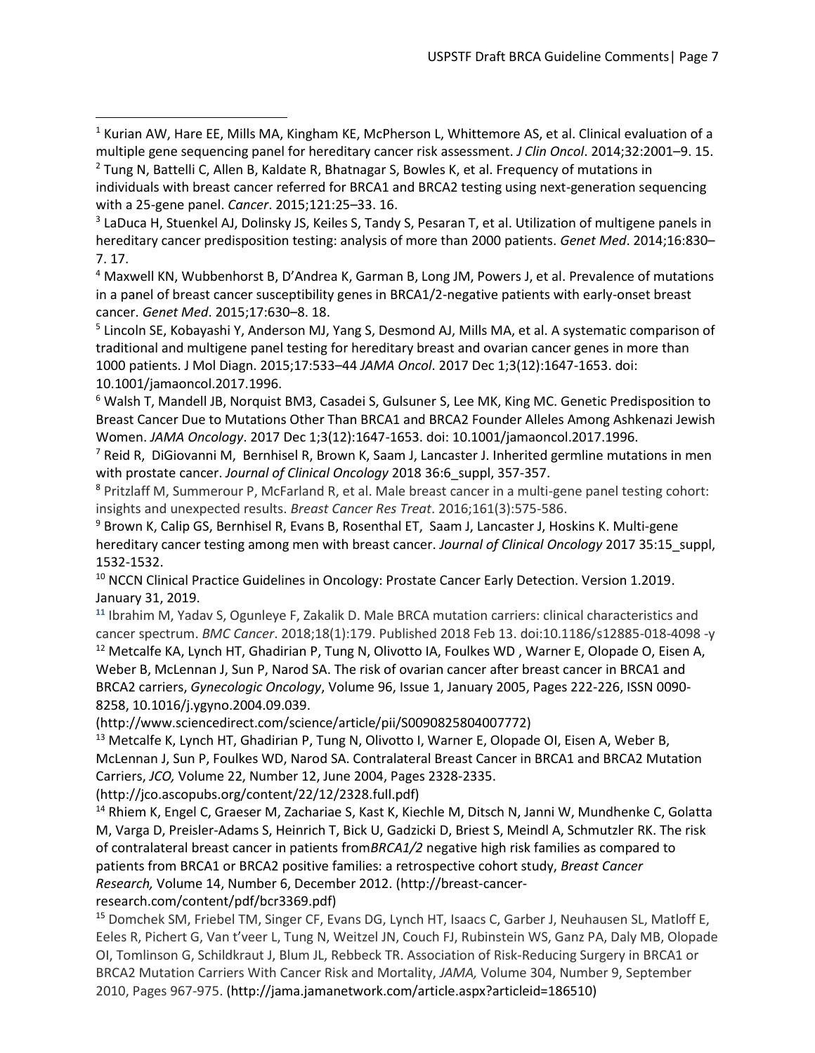[1] Kurian AW, Hare EE, Mills MA, Kingham KE, McPherson L, Whittemore AS, et al. Clinical evaluation of a multiple gene sequencing panel for hereditary cancer risk assessment. *J Clin Oncol*. 2014;32:2001–9. 15.

[2] Tung N, Battelli C, Allen B, Kaldate R, Bhatnagar S, Bowles K, et al. Frequency of mutations in individuals with breast cancer referred for BRCA1 and BRCA2 testing using next-generation sequencing with a 25-gene panel. *Cancer*. 2015;121:25–33. 16.

[3] LaDuca H, Stuenkel AJ, Dolinsky JS, Keiles S, Tandy S, Pesaran T, et al. Utilization of multigene panels in hereditary cancer predisposition testing: analysis of more than 2000 patients. *Genet Med*. 2014;16:830–7. 17.

[4] Maxwell KN, Wubbenhorst B, D'Andrea K, Garman B, Long JM, Powers J, et al. Prevalence of mutations in a panel of breast cancer susceptibility genes in BRCA1/2-negative patients with early-onset breast cancer. *Genet Med*. 2015;17:630–8. 18.

[5] Lincoln SE, Kobayashi Y, Anderson MJ, Yang S, Desmond AJ, Mills MA, et al. A systematic comparison of traditional and multigene panel testing for hereditary breast and ovarian cancer genes in more than 1000 patients. J Mol Diagn. 2015;17:533–44 *JAMA Oncol*. 2017 Dec 1;3(12):1647-1653. doi: 10.1001/jamaoncol.2017.1996.

[6] Walsh T, Mandell JB, Norquist BM3, Casadei S, Gulsuner S, Lee MK, King MC. Genetic Predisposition to Breast Cancer Due to Mutations Other Than BRCA1 and BRCA2 Founder Alleles Among Ashkenazi Jewish Women. *JAMA Oncology*. 2017 Dec 1;3(12):1647-1653. doi: 10.1001/jamaoncol.2017.1996.

[7] Reid R, DiGiovanni M, Bernhisel R, Brown K, Saam J, Lancaster J. Inherited germline mutations in men with prostate cancer. *Journal of Clinical Oncology* 2018 36:6_suppl, 357-357.

[8] Pritzlaff M, Summerour P, McFarland R, et al. Male breast cancer in a multi-gene panel testing cohort: insights and unexpected results. *Breast Cancer Res Treat*. 2016;161(3):575-586.

[9] Brown K, Calip GS, Bernhisel R, Evans B, Rosenthal ET, Saam J, Lancaster J, Hoskins K. Multi-gene hereditary cancer testing among men with breast cancer. *Journal of Clinical Oncology* 2017 35:15_suppl, 1532-1532.

[10] NCCN Clinical Practice Guidelines in Oncology: Prostate Cancer Early Detection. Version 1.2019. January 31, 2019.

[11] Ibrahim M, Yadav S, Ogunleye F, Zakalik D. Male BRCA mutation carriers: clinical characteristics and cancer spectrum. *BMC Cancer*. 2018;18(1):179. Published 2018 Feb 13. doi:10.1186/s12885-018-4098 -y

[12] Metcalfe KA, Lynch HT, Ghadirian P, Tung N, Olivotto IA, Foulkes WD , Warner E, Olopade O, Eisen A, Weber B, McLennan J, Sun P, Narod SA. The risk of ovarian cancer after breast cancer in BRCA1 and BRCA2 carriers, *Gynecologic Oncology*, Volume 96, Issue 1, January 2005, Pages 222-226, ISSN 0090-8258, 10.1016/j.ygyno.2004.09.039. (http://www.sciencedirect.com/science/article/pii/S0090825804007772)

[13] Metcalfe K, Lynch HT, Ghadirian P, Tung N, Olivotto I, Warner E, Olopade OI, Eisen A, Weber B, McLennan J, Sun P, Foulkes WD, Narod SA. Contralateral Breast Cancer in BRCA1 and BRCA2 Mutation Carriers, *JCO,* Volume 22, Number 12, June 2004, Pages 2328-2335. (http://jco.ascopubs.org/content/22/12/2328.full.pdf)

[14] Rhiem K, Engel C, Graeser M, Zachariae S, Kast K, Kiechle M, Ditsch N, Janni W, Mundhenke C, Golatta M, Varga D, Preisler-Adams S, Heinrich T, Bick U, Gadzicki D, Briest S, Meindl A, Schmutzler RK. The risk of contralateral breast cancer in patients from*BRCA1/2* negative high risk families as compared to patients from BRCA1 or BRCA2 positive families: a retrospective cohort study, *Breast Cancer Research,* Volume 14, Number 6, December 2012. (http://breast-cancer-research.com/content/pdf/bcr3369.pdf)

[15] Domchek SM, Friebel TM, Singer CF, Evans DG, Lynch HT, Isaacs C, Garber J, Neuhausen SL, Matloff E, Eeles R, Pichert G, Van t'veer L, Tung N, Weitzel JN, Couch FJ, Rubinstein WS, Ganz PA, Daly MB, Olopade OI, Tomlinson G, Schildkraut J, Blum JL, Rebbeck TR. Association of Risk-Reducing Surgery in BRCA1 or BRCA2 Mutation Carriers With Cancer Risk and Mortality, *JAMA,* Volume 304, Number 9, September 2010, Pages 967-975. (http://jama.jamanetwork.com/article.aspx?articleid=186510)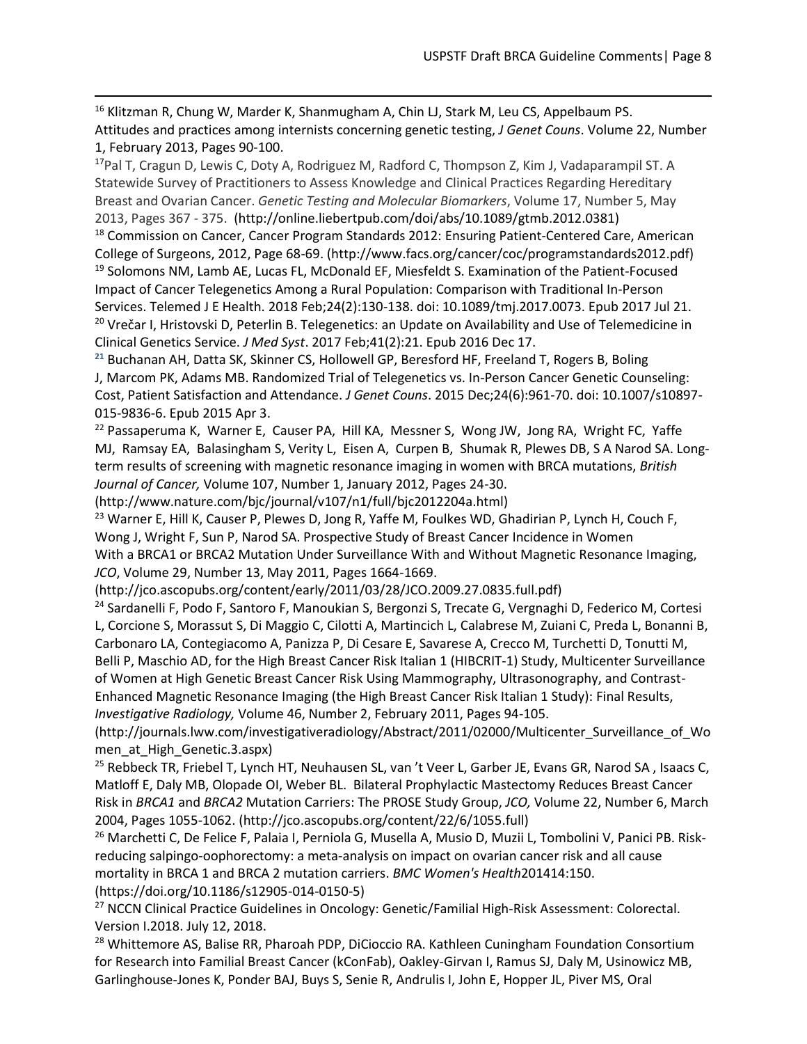[16] Klitzman R, Chung W, Marder K, Shanmugham A, Chin LJ, Stark M, Leu CS, Appelbaum PS. Attitudes and practices among internists concerning genetic testing, *J Genet Couns*. Volume 22, Number 1, February 2013, Pages 90-100.

[17] Pal T, Cragun D, Lewis C, Doty A, Rodriguez M, Radford C, Thompson Z, Kim J, Vadaparampil ST. A Statewide Survey of Practitioners to Assess Knowledge and Clinical Practices Regarding Hereditary Breast and Ovarian Cancer. *Genetic Testing and Molecular Biomarkers*, Volume 17, Number 5, May 2013, Pages 367 - 375. (http://online.liebertpub.com/doi/abs/10.1089/gtmb.2012.0381)

[18] Commission on Cancer, Cancer Program Standards 2012: Ensuring Patient-Centered Care, American College of Surgeons, 2012, Page 68-69. (http://www.facs.org/cancer/coc/programstandards2012.pdf)

[19] Solomons NM, Lamb AE, Lucas FL, McDonald EF, Miesfeldt S. Examination of the Patient-Focused Impact of Cancer Telegenetics Among a Rural Population: Comparison with Traditional In-Person Services. Telemed J E Health. 2018 Feb;24(2):130-138. doi: 10.1089/tmj.2017.0073. Epub 2017 Jul 21.

[20] Vrečar I, Hristovski D, Peterlin B. Telegenetics: an Update on Availability and Use of Telemedicine in Clinical Genetics Service. *J Med Syst*. 2017 Feb;41(2):21. Epub 2016 Dec 17.

[21] Buchanan AH, Datta SK, Skinner CS, Hollowell GP, Beresford HF, Freeland T, Rogers B, Boling J, Marcom PK, Adams MB. Randomized Trial of Telegenetics vs. In-Person Cancer Genetic Counseling: Cost, Patient Satisfaction and Attendance. *J Genet Couns*. 2015 Dec;24(6):961-70. doi: 10.1007/s10897-015-9836-6. Epub 2015 Apr 3.

[22] Passaperuma K, Warner E, Causer PA, Hill KA, Messner S, Wong JW, Jong RA, Wright FC, Yaffe MJ, Ramsay EA, Balasingham S, Verity L, Eisen A, Curpen B, Shumak R, Plewes DB, S A Narod SA. Long-term results of screening with magnetic resonance imaging in women with BRCA mutations, *British Journal of Cancer,* Volume 107, Number 1, January 2012, Pages 24-30. (http://www.nature.com/bjc/journal/v107/n1/full/bjc2012204a.html)

[23] Warner E, Hill K, Causer P, Plewes D, Jong R, Yaffe M, Foulkes WD, Ghadirian P, Lynch H, Couch F, Wong J, Wright F, Sun P, Narod SA. Prospective Study of Breast Cancer Incidence in Women With a BRCA1 or BRCA2 Mutation Under Surveillance With and Without Magnetic Resonance Imaging, *JCO*, Volume 29, Number 13, May 2011, Pages 1664-1669. (http://jco.ascopubs.org/content/early/2011/03/28/JCO.2009.27.0835.full.pdf)

[24] Sardanelli F, Podo F, Santoro F, Manoukian S, Bergonzi S, Trecate G, Vergnaghi D, Federico M, Cortesi L, Corcione S, Morassut S, Di Maggio C, Cilotti A, Martincich L, Calabrese M, Zuiani C, Preda L, Bonanni B, Carbonaro LA, Contegiacomo A, Panizza P, Di Cesare E, Savarese A, Crecco M, Turchetti D, Tonutti M, Belli P, Maschio AD, for the High Breast Cancer Risk Italian 1 (HIBCRIT-1) Study, Multicenter Surveillance of Women at High Genetic Breast Cancer Risk Using Mammography, Ultrasonography, and Contrast-Enhanced Magnetic Resonance Imaging (the High Breast Cancer Risk Italian 1 Study): Final Results, *Investigative Radiology,* Volume 46, Number 2, February 2011, Pages 94-105. (http://journals.lww.com/investigativeradiology/Abstract/2011/02000/Multicenter_Surveillance_of_Women_at_High_Genetic.3.aspx)

[25] Rebbeck TR, Friebel T, Lynch HT, Neuhausen SL, van 't Veer L, Garber JE, Evans GR, Narod SA , Isaacs C, Matloff E, Daly MB, Olopade OI, Weber BL. Bilateral Prophylactic Mastectomy Reduces Breast Cancer Risk in *BRCA1* and *BRCA2* Mutation Carriers: The PROSE Study Group, *JCO,* Volume 22, Number 6, March 2004, Pages 1055-1062. (http://jco.ascopubs.org/content/22/6/1055.full)

[26] Marchetti C, De Felice F, Palaia I, Perniola G, Musella A, Musio D, Muzii L, Tombolini V, Panici PB. Risk-reducing salpingo-oophorectomy: a meta-analysis on impact on ovarian cancer risk and all cause mortality in BRCA 1 and BRCA 2 mutation carriers. *BMC Women's Health*201414:150. (https://doi.org/10.1186/s12905-014-0150-5)

[27] NCCN Clinical Practice Guidelines in Oncology: Genetic/Familial High-Risk Assessment: Colorectal. Version I.2018. July 12, 2018.

[28] Whittemore AS, Balise RR, Pharoah PDP, DiCioccio RA. Kathleen Cuningham Foundation Consortium for Research into Familial Breast Cancer (kConFab), Oakley-Girvan I, Ramus SJ, Daly M, Usinowicz MB, Garlinghouse-Jones K, Ponder BAJ, Buys S, Senie R, Andrulis I, John E, Hopper JL, Piver MS, Oral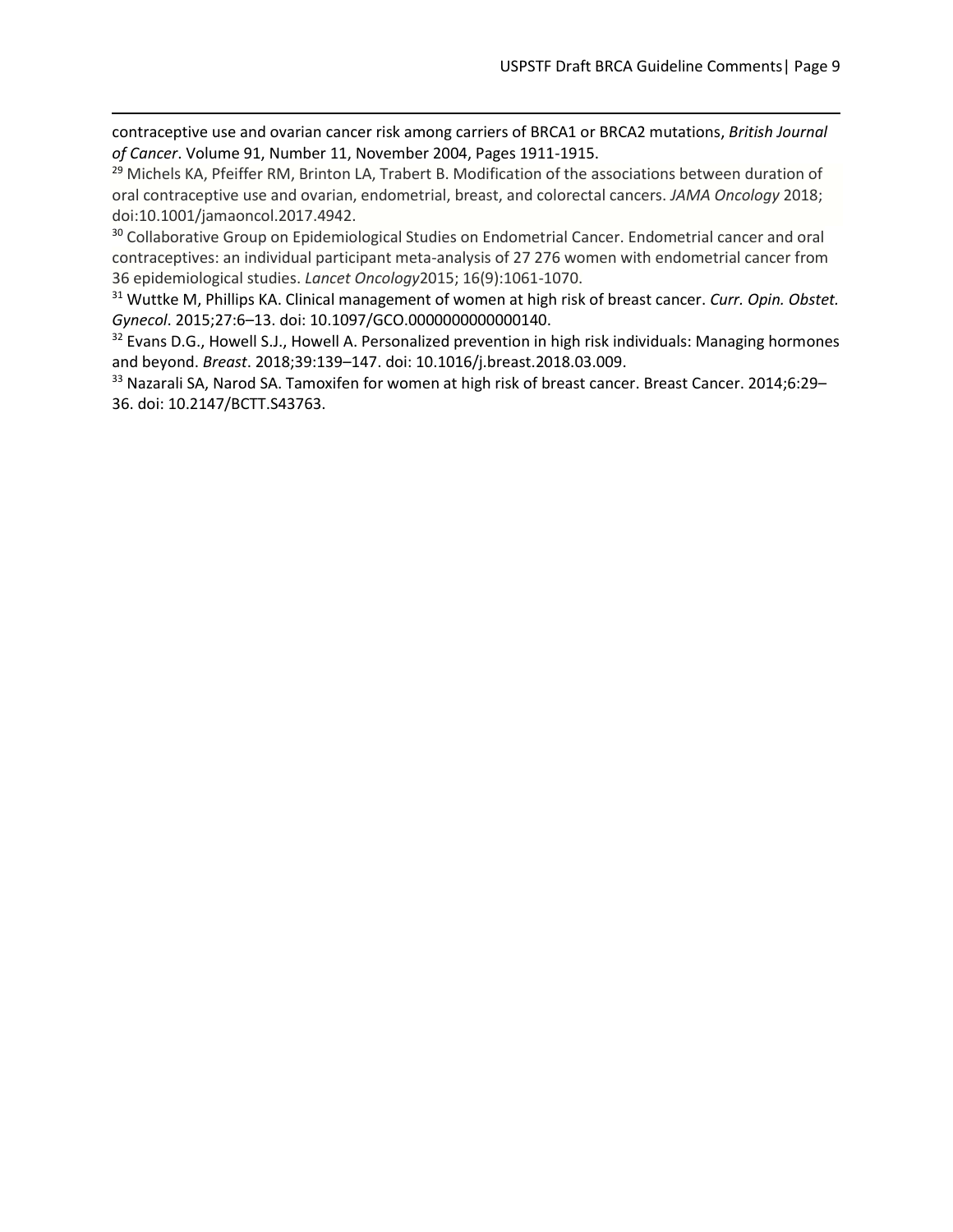contraceptive use and ovarian cancer risk among carriers of BRCA1 or BRCA2 mutations, *British Journal of Cancer*. Volume 91, Number 11, November 2004, Pages 1911-1915.

[29] Michels KA, Pfeiffer RM, Brinton LA, Trabert B. Modification of the associations between duration of oral contraceptive use and ovarian, endometrial, breast, and colorectal cancers. *JAMA Oncology* 2018; doi:10.1001/jamaoncol.2017.4942.

[30] Collaborative Group on Epidemiological Studies on Endometrial Cancer. Endometrial cancer and oral contraceptives: an individual participant meta-analysis of 27 276 women with endometrial cancer from 36 epidemiological studies. *Lancet Oncology*2015; 16(9):1061-1070.

[31] Wuttke M, Phillips KA. Clinical management of women at high risk of breast cancer. *Curr. Opin. Obstet. Gynecol*. 2015;27:6–13. doi: 10.1097/GCO.0000000000000140.

[32] Evans D.G., Howell S.J., Howell A. Personalized prevention in high risk individuals: Managing hormones and beyond. *Breast*. 2018;39:139–147. doi: 10.1016/j.breast.2018.03.009.

[33] Nazarali SA, Narod SA. Tamoxifen for women at high risk of breast cancer. Breast Cancer. 2014;6:29–36. doi: 10.2147/BCTT.S43763.